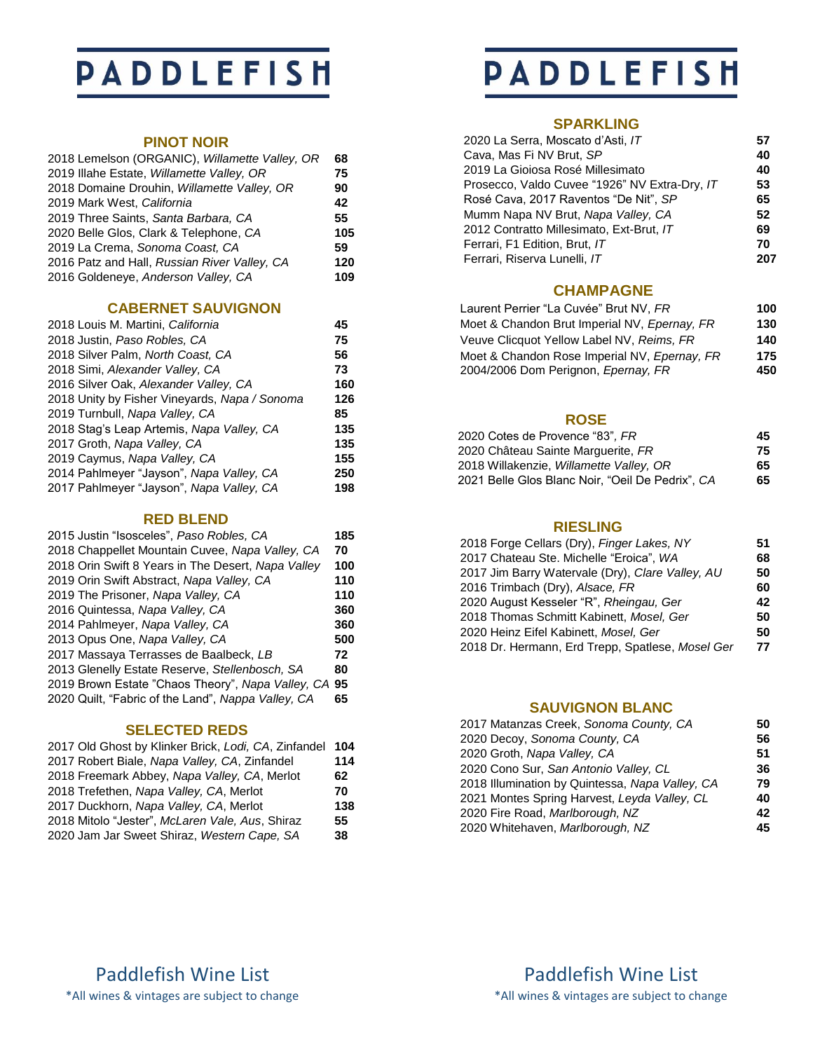# PADDLEFISH

## PINOT NOIR

| Wine | Price |
|---|---|
| 2018 Lemelson (ORGANIC), *Willamette Valley, OR* | 68 |
| 2019 Illahe Estate, *Willamette Valley, OR* | 75 |
| 2018 Domaine Drouhin, *Willamette Valley, OR* | 90 |
| 2019 Mark West, *California* | 42 |
| 2019 Three Saints, *Santa Barbara, CA* | 55 |
| 2020 Belle Glos, Clark & Telephone, *CA* | 105 |
| 2019 La Crema, *Sonoma Coast, CA* | 59 |
| 2016 Patz and Hall, *Russian River Valley, CA* | 120 |
| 2016 Goldeneye, *Anderson Valley, CA* | 109 |

## CABERNET SAUVIGNON

| Wine | Price |
|---|---|
| 2018 Louis M. Martini, *California* | 45 |
| 2018 Justin, *Paso Robles, CA* | 75 |
| 2018 Silver Palm, *North Coast, CA* | 56 |
| 2018 Simi, *Alexander Valley, CA* | 73 |
| 2016 Silver Oak, *Alexander Valley, CA* | 160 |
| 2018 Unity by Fisher Vineyards, *Napa / Sonoma* | 126 |
| 2019 Turnbull, *Napa Valley, CA* | 85 |
| 2018 Stag's Leap Artemis, *Napa Valley, CA* | 135 |
| 2017 Groth, *Napa Valley, CA* | 135 |
| 2019 Caymus, *Napa Valley, CA* | 155 |
| 2014 Pahlmeyer "Jayson", *Napa Valley, CA* | 250 |
| 2017 Pahlmeyer "Jayson", *Napa Valley, CA* | 198 |

## RED BLEND

| Wine | Price |
|---|---|
| 2015 Justin "Isosceles", *Paso Robles, CA* | 185 |
| 2018 Chappellet Mountain Cuvee, *Napa Valley, CA* | 70 |
| 2018 Orin Swift 8 Years in The Desert, *Napa Valley* | 100 |
| 2019 Orin Swift Abstract, *Napa Valley, CA* | 110 |
| 2019 The Prisoner, *Napa Valley, CA* | 110 |
| 2016 Quintessa, *Napa Valley, CA* | 360 |
| 2014 Pahlmeyer, *Napa Valley, CA* | 360 |
| 2013 Opus One, *Napa Valley, CA* | 500 |
| 2017 Massaya Terrasses de Baalbeck, *LB* | 72 |
| 2013 Glenelly Estate Reserve, *Stellenbosch, SA* | 80 |
| 2019 Brown Estate "Chaos Theory", *Napa Valley, CA* | 95 |
| 2020 Quilt, "Fabric of the Land", *Nappa Valley, CA* | 65 |

## SELECTED REDS

| Wine | Price |
|---|---|
| 2017 Old Ghost by Klinker Brick, *Lodi, CA*, Zinfandel | 104 |
| 2017 Robert Biale, *Napa Valley, CA*, Zinfandel | 114 |
| 2018 Freemark Abbey, *Napa Valley, CA*, Merlot | 62 |
| 2018 Trefethen, *Napa Valley, CA*, Merlot | 70 |
| 2017 Duckhorn, *Napa Valley, CA*, Merlot | 138 |
| 2018 Mitolo "Jester", *McLaren Vale, Aus*, Shiraz | 55 |
| 2020 Jam Jar Sweet Shiraz, *Western Cape, SA* | 38 |

Paddlefish Wine List

*All wines & vintages are subject to change

# PADDLEFISH

## SPARKLING

| Wine | Price |
|---|---|
| 2020 La Serra, Moscato d'Asti, *IT* | 57 |
| Cava, Mas Fi NV Brut, *SP* | 40 |
| 2019 La Gioiosa Rosé Millesimato | 40 |
| Prosecco, Valdo Cuvee "1926" NV Extra-Dry, *IT* | 53 |
| Rosé Cava, 2017 Raventos "De Nit", *SP* | 65 |
| Mumm Napa NV Brut, *Napa Valley, CA* | 52 |
| 2012 Contratto Millesimato, Ext-Brut, *IT* | 69 |
| Ferrari, F1 Edition, Brut, *IT* | 70 |
| Ferrari, Riserva Lunelli, *IT* | 207 |

## CHAMPAGNE

| Wine | Price |
|---|---|
| Laurent Perrier "La Cuvée" Brut NV, *FR* | 100 |
| Moet & Chandon Brut Imperial NV, *Epernay, FR* | 130 |
| Veuve Clicquot Yellow Label NV, *Reims, FR* | 140 |
| Moet & Chandon Rose Imperial NV, *Epernay, FR* | 175 |
| 2004/2006 Dom Perignon, *Epernay, FR* | 450 |

## ROSE

| Wine | Price |
|---|---|
| 2020 Cotes de Provence "83", *FR* | 45 |
| 2020 Château Sainte Marguerite, *FR* | 75 |
| 2018 Willakenzie, *Willamette Valley, OR* | 65 |
| 2021 Belle Glos Blanc Noir, "Oeil De Pedrix", *CA* | 65 |

## RIESLING

| Wine | Price |
|---|---|
| 2018 Forge Cellars (Dry), *Finger Lakes, NY* | 51 |
| 2017 Chateau Ste. Michelle "Eroica", *WA* | 68 |
| 2017 Jim Barry Watervale (Dry), *Clare Valley, AU* | 50 |
| 2016 Trimbach (Dry), *Alsace, FR* | 60 |
| 2020 August Kesseler "R", *Rheingau, Ger* | 42 |
| 2018 Thomas Schmitt Kabinett, *Mosel, Ger* | 50 |
| 2020 Heinz Eifel Kabinett, *Mosel, Ger* | 50 |
| 2018 Dr. Hermann, Erd Trepp, Spatlese, *Mosel Ger* | 77 |

## SAUVIGNON BLANC

| Wine | Price |
|---|---|
| 2017 Matanzas Creek, *Sonoma County, CA* | 50 |
| 2020 Decoy, *Sonoma County, CA* | 56 |
| 2020 Groth, *Napa Valley, CA* | 51 |
| 2020 Cono Sur, *San Antonio Valley, CL* | 36 |
| 2018 Illumination by Quintessa, *Napa Valley, CA* | 79 |
| 2021 Montes Spring Harvest, *Leyda Valley, CL* | 40 |
| 2020 Fire Road, *Marlborough, NZ* | 42 |
| 2020 Whitehaven, *Marlborough, NZ* | 45 |

Paddlefish Wine List

*All wines & vintages are subject to change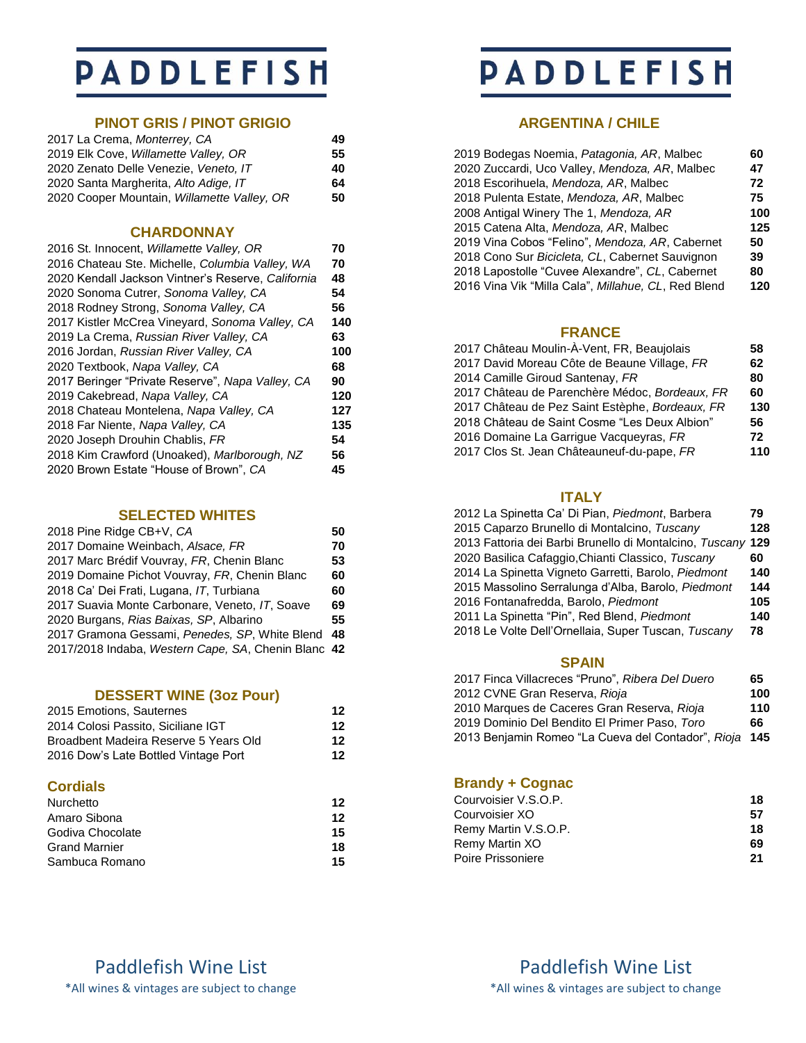# PADDLEFISH

## PINOT GRIS / PINOT GRIGIO

| | |
|---|---|
| 2017 La Crema, *Monterrey, CA* | **49** |
| 2019 Elk Cove, *Willamette Valley, OR* | **55** |
| 2020 Zenato Delle Venezie, *Veneto, IT* | **40** |
| 2020 Santa Margherita, *Alto Adige, IT* | **64** |
| 2020 Cooper Mountain, *Willamette Valley, OR* | **50** |

## CHARDONNAY

| | |
|---|---|
| 2016 St. Innocent, *Willamette Valley, OR* | **70** |
| 2016 Chateau Ste. Michelle, *Columbia Valley, WA* | **70** |
| 2020 Kendall Jackson Vintner's Reserve, *California* | **48** |
| 2020 Sonoma Cutrer, *Sonoma Valley, CA* | **54** |
| 2018 Rodney Strong, *Sonoma Valley, CA* | **56** |
| 2017 Kistler McCrea Vineyard, *Sonoma Valley, CA* | **140** |
| 2019 La Crema, *Russian River Valley, CA* | **63** |
| 2016 Jordan, *Russian River Valley, CA* | **100** |
| 2020 Textbook, *Napa Valley, CA* | **68** |
| 2017 Beringer "Private Reserve", *Napa Valley, CA* | **90** |
| 2019 Cakebread, *Napa Valley, CA* | **120** |
| 2018 Chateau Montelena, *Napa Valley, CA* | **127** |
| 2018 Far Niente, *Napa Valley, CA* | **135** |
| 2020 Joseph Drouhin Chablis, *FR* | **54** |
| 2018 Kim Crawford (Unoaked), *Marlborough, NZ* | **56** |
| 2020 Brown Estate "House of Brown", *CA* | **45** |

## SELECTED WHITES

| | |
|---|---|
| 2018 Pine Ridge CB+V, *CA* | **50** |
| 2017 Domaine Weinbach, *Alsace, FR* | **70** |
| 2017 Marc Brédif Vouvray, *FR*, Chenin Blanc | **53** |
| 2019 Domaine Pichot Vouvray, *FR*, Chenin Blanc | **60** |
| 2018 Ca' Dei Frati, Lugana, *IT*, Turbiana | **60** |
| 2017 Suavia Monte Carbonare, Veneto, *IT*, Soave | **69** |
| 2020 Burgans, *Rias Baixas, SP*, Albarino | **55** |
| 2017 Gramona Gessami, *Penedes, SP*, White Blend | **48** |
| 2017/2018 Indaba, *Western Cape, SA*, Chenin Blanc | **42** |

## DESSERT WINE (3oz Pour)

| | |
|---|---|
| 2015 Emotions, Sauternes | **12** |
| 2014 Colosi Passito, Siciliane IGT | **12** |
| Broadbent Madeira Reserve 5 Years Old | **12** |
| 2016 Dow's Late Bottled Vintage Port | **12** |

## Cordials

| | |
|---|---|
| Nurchetto | **12** |
| Amaro Sibona | **12** |
| Godiva Chocolate | **15** |
| Grand Marnier | **18** |
| Sambuca Romano | **15** |

Paddlefish Wine List

*All wines & vintages are subject to change

# PADDLEFISH

## ARGENTINA / CHILE

| | |
|---|---|
| 2019 Bodegas Noemia, *Patagonia, AR*, Malbec | **60** |
| 2020 Zuccardi, Uco Valley, *Mendoza, AR*, Malbec | **47** |
| 2018 Escorihuela, *Mendoza, AR*, Malbec | **72** |
| 2018 Pulenta Estate, *Mendoza, AR*, Malbec | **75** |
| 2008 Antigal Winery The 1, *Mendoza, AR* | **100** |
| 2015 Catena Alta, *Mendoza, AR*, Malbec | **125** |
| 2019 Vina Cobos "Felino", *Mendoza, AR*, Cabernet | **50** |
| 2018 Cono Sur *Bicicleta, CL*, Cabernet Sauvignon | **39** |
| 2018 Lapostolle "Cuvee Alexandre", *CL*, Cabernet | **80** |
| 2016 Vina Vik "Milla Cala", *Millahue, CL*, Red Blend | **120** |

## FRANCE

| | |
|---|---|
| 2017 Château Moulin-À-Vent, FR, Beaujolais | **58** |
| 2017 David Moreau Côte de Beaune Village, *FR* | **62** |
| 2014 Camille Giroud Santenay, *FR* | **80** |
| 2017 Château de Parenchère Médoc, *Bordeaux, FR* | **60** |
| 2017 Château de Pez Saint Estèphe, *Bordeaux, FR* | **130** |
| 2018 Château de Saint Cosme "Les Deux Albion" | **56** |
| 2016 Domaine La Garrigue Vacqueyras, *FR* | **72** |
| 2017 Clos St. Jean Châteauneuf-du-pape, *FR* | **110** |

## ITALY

| | |
|---|---|
| 2012 La Spinetta Ca' Di Pian, *Piedmont*, Barbera | **79** |
| 2015 Caparzo Brunello di Montalcino, *Tuscany* | **128** |
| 2013 Fattoria dei Barbi Brunello di Montalcino, *Tuscany* | **129** |
| 2020 Basilica Cafaggio,Chianti Classico, *Tuscany* | **60** |
| 2014 La Spinetta Vigneto Garretti, Barolo, *Piedmont* | **140** |
| 2015 Massolino Serralunga d'Alba, Barolo, *Piedmont* | **144** |
| 2016 Fontanafredda, Barolo, *Piedmont* | **105** |
| 2011 La Spinetta "Pin", Red Blend, *Piedmont* | **140** |
| 2018 Le Volte Dell'Ornellaia, Super Tuscan, *Tuscany* | **78** |

## SPAIN

| | |
|---|---|
| 2017 Finca Villacreces "Pruno", *Ribera Del Duero* | **65** |
| 2012 CVNE Gran Reserva, *Rioja* | **100** |
| 2010 Marques de Caceres Gran Reserva, *Rioja* | **110** |
| 2019 Dominio Del Bendito El Primer Paso, *Toro* | **66** |
| 2013 Benjamin Romeo "La Cueva del Contador", *Rioja* | **145** |

## Brandy + Cognac

| | |
|---|---|
| Courvoisier V.S.O.P. | **18** |
| Courvoisier XO | **57** |
| Remy Martin V.S.O.P. | **18** |
| Remy Martin XO | **69** |
| Poire Prissoniere | **21** |

Paddlefish Wine List

*All wines & vintages are subject to change